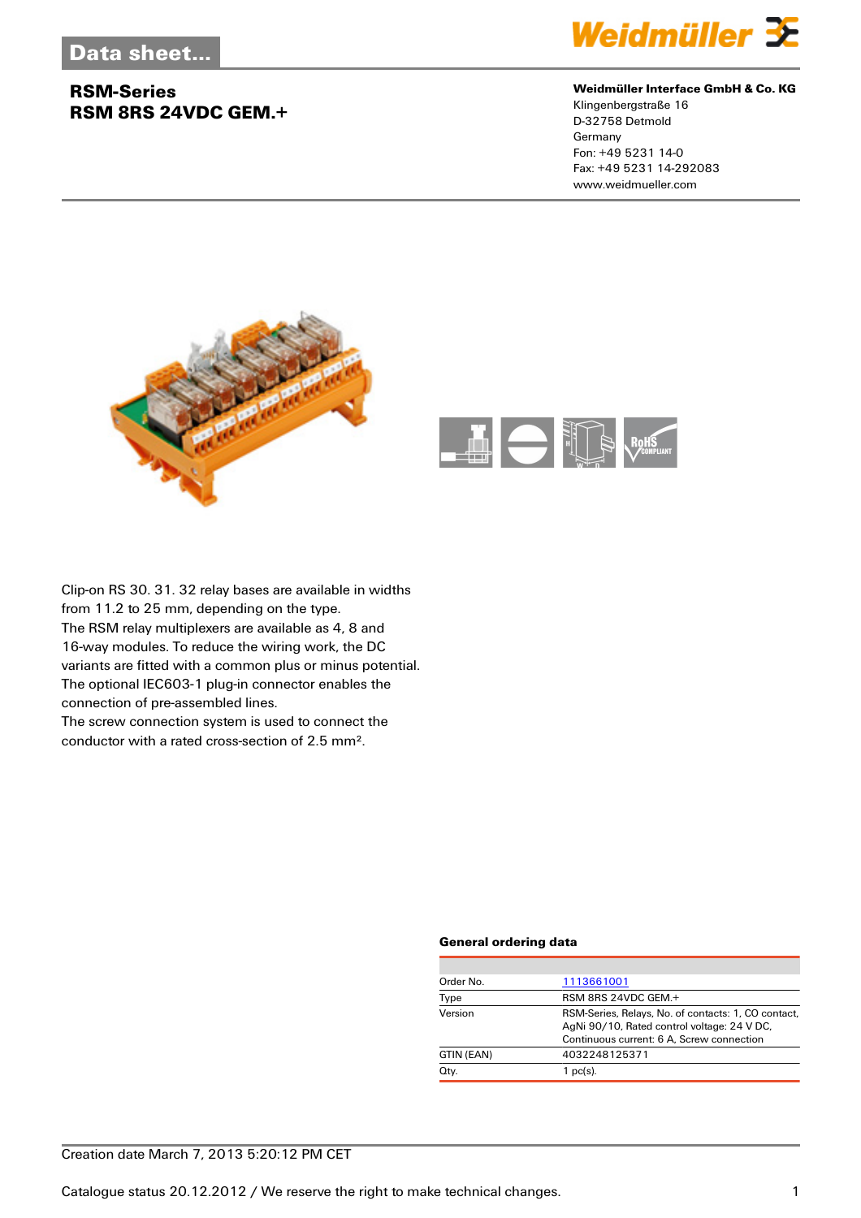# Data sheet...

## RSM-Series
## RSM 8RS 24VDC GEM.+

**Weidmüller Interface GmbH & Co. KG**
Klingenbergstraße 16
D-32758 Detmold
Germany
Fon: +49 5231 14-0
Fax: +49 5231 14-292083
www.weidmueller.com

Clip-on RS 30. 31. 32 relay bases are available in widths from 11.2 to 25 mm, depending on the type.
The RSM relay multiplexers are available as 4, 8 and 16-way modules. To reduce the wiring work, the DC variants are fitted with a common plus or minus potential.
The optional IEC603-1 plug-in connector enables the connection of pre-assembled lines.
The screw connection system is used to connect the conductor with a rated cross-section of 2.5 mm².

### General ordering data

| | |
|---|---|
| Order No. | 1113661001 |
| Type | RSM 8RS 24VDC GEM.+ |
| Version | RSM-Series, Relays, No. of contacts: 1, CO contact, AgNi 90/10, Rated control voltage: 24 V DC, Continuous current: 6 A, Screw connection |
| GTIN (EAN) | 4032248125371 |
| Qty. | 1 pc(s). |

Creation date March 7, 2013 5:20:12 PM CET

Catalogue status 20.12.2012 / We reserve the right to make technical changes.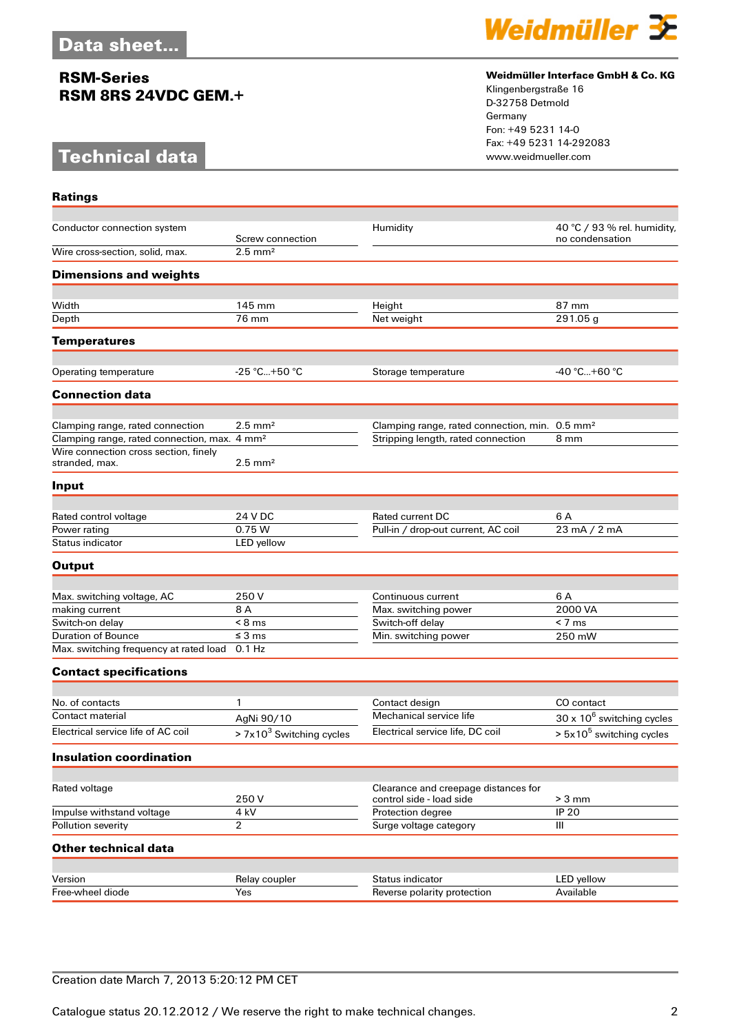# Data sheet...

## RSM-Series
## RSM 8RS 24VDC GEM.+

**Weidmüller Interface GmbH & Co. KG**
Klingenbergstraße 16
D-32758 Detmold
Germany
Fon: +49 5231 14-0
Fax: +49 5231 14-292083
www.weidmueller.com

# Technical data

### Ratings

| | | | |
|---|---|---|---|
| Conductor connection system | Screw connection | Humidity | 40 °C / 93 % rel. humidity, no condensation |
| Wire cross-section, solid, max. | 2.5 mm² | | |

### Dimensions and weights

| | | | |
|---|---|---|---|
| Width | 145 mm | Height | 87 mm |
| Depth | 76 mm | Net weight | 291.05 g |

### Temperatures

| | | | |
|---|---|---|---|
| Operating temperature | -25 °C...+50 °C | Storage temperature | -40 °C...+60 °C |

### Connection data

| | | | |
|---|---|---|---|
| Clamping range, rated connection | 2.5 mm² | Clamping range, rated connection, min. | 0.5 mm² |
| Clamping range, rated connection, max. | 4 mm² | Stripping length, rated connection | 8 mm |
| Wire connection cross section, finely stranded, max. | 2.5 mm² | | |

### Input

| | | | |
|---|---|---|---|
| Rated control voltage | 24 V DC | Rated current DC | 6 A |
| Power rating | 0.75 W | Pull-in / drop-out current, AC coil | 23 mA / 2 mA |
| Status indicator | LED yellow | | |

### Output

| | | | |
|---|---|---|---|
| Max. switching voltage, AC | 250 V | Continuous current | 6 A |
| making current | 8 A | Max. switching power | 2000 VA |
| Switch-on delay | < 8 ms | Switch-off delay | < 7 ms |
| Duration of Bounce | ≤ 3 ms | Min. switching power | 250 mW |
| Max. switching frequency at rated load | 0.1 Hz | | |

### Contact specifications

| | | | |
|---|---|---|---|
| No. of contacts | 1 | Contact design | CO contact |
| Contact material | AgNi 90/10 | Mechanical service life | 30 x $10^6$ switching cycles |
| Electrical service life of AC coil | > 7x$10^3$ Switching cycles | Electrical service life, DC coil | > 5x$10^5$ switching cycles |

### Insulation coordination

| | | | |
|---|---|---|---|
| Rated voltage | 250 V | Clearance and creepage distances for control side - load side | > 3 mm |
| Impulse withstand voltage | 4 kV | Protection degree | IP 20 |
| Pollution severity | 2 | Surge voltage category | III |

### Other technical data

| | | | |
|---|---|---|---|
| Version | Relay coupler | Status indicator | LED yellow |
| Free-wheel diode | Yes | Reverse polarity protection | Available |

Creation date March 7, 2013 5:20:12 PM CET

Catalogue status 20.12.2012 / We reserve the right to make technical changes.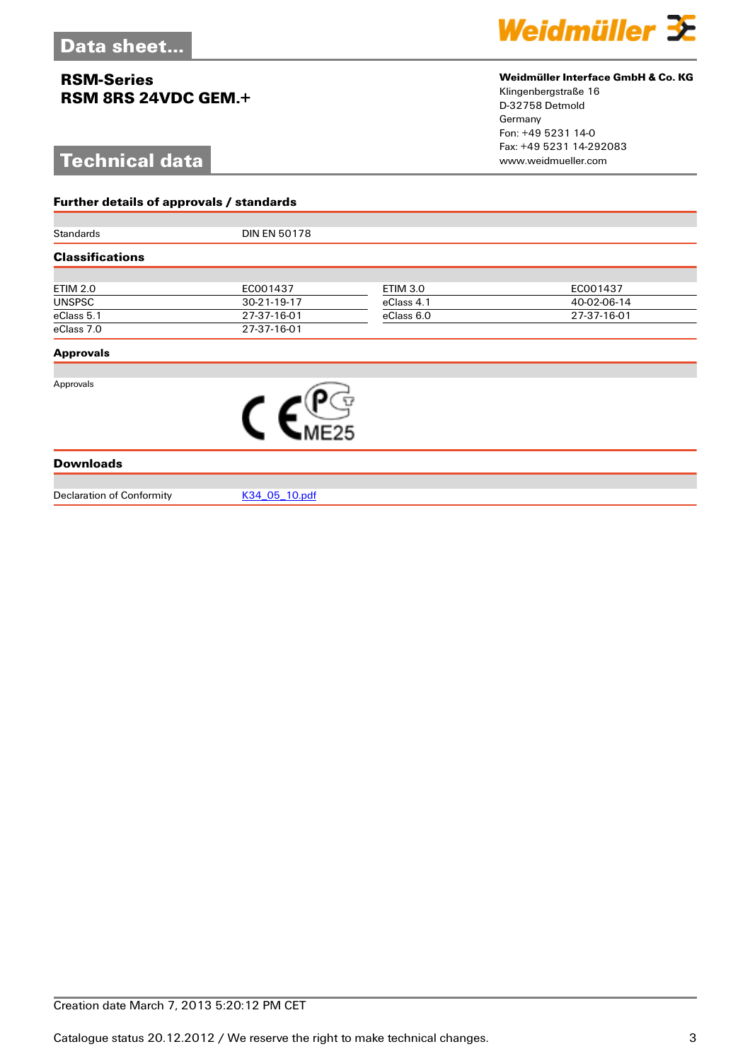# Data sheet...

**RSM-Series**
**RSM 8RS 24VDC GEM.+**

**Weidmüller Interface GmbH & Co. KG**
Klingenbergstraße 16
D-32758 Detmold
Germany
Fon: +49 5231 14-0
Fax: +49 5231 14-292083
www.weidmueller.com

## Technical data

### Further details of approvals / standards

| | |
|---|---|
| Standards | DIN EN 50178 |

### Classifications

| | | | |
|---|---|---|---|
| ETIM 2.0 | EC001437 | ETIM 3.0 | EC001437 |
| UNSPSC | 30-21-19-17 | eClass 4.1 | 40-02-06-14 |
| eClass 5.1 | 27-37-16-01 | eClass 6.0 | 27-37-16-01 |
| eClass 7.0 | 27-37-16-01 | | |

### Approvals

Approvals

CE ME25

### Downloads

| | |
|---|---|
| Declaration of Conformity | K34_05_10.pdf |

Creation date March 7, 2013 5:20:12 PM CET

Catalogue status 20.12.2012 / We reserve the right to make technical changes.